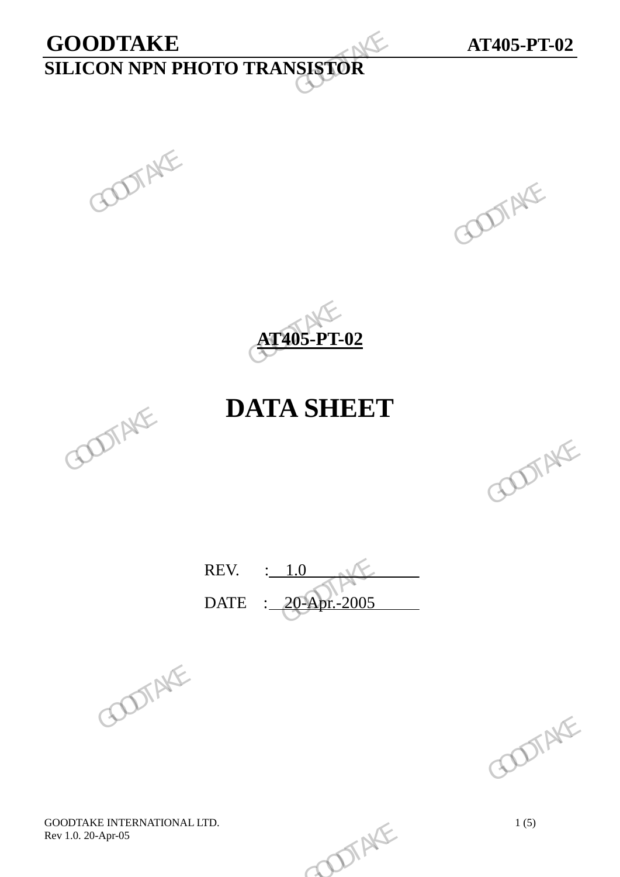# GOODTAKE AT405-PT-02

## SILICON NPN PHOTO TRANSISTOR

**AT405-PT-02**

# DATA SHEET

REV. : 1.0

DATE : 20-Apr.-2005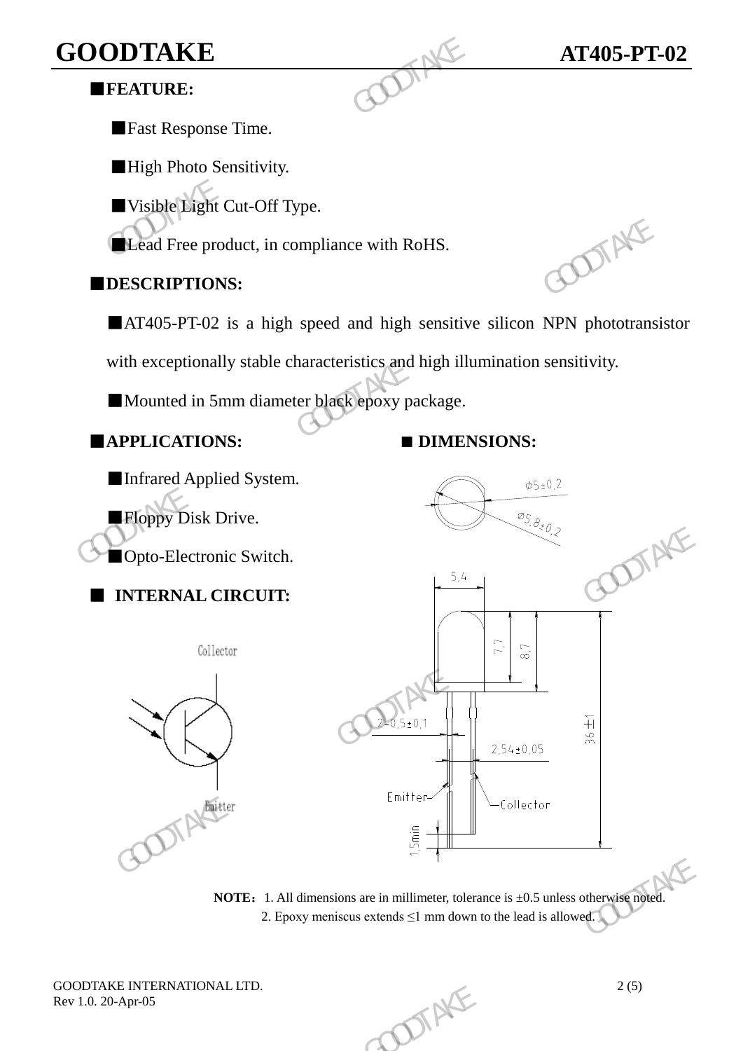## ■FEATURE:

- ■Fast Response Time.
- ■High Photo Sensitivity.
- ■Visible Light Cut-Off Type.
- ■Lead Free product, in compliance with RoHS.

## ■DESCRIPTIONS:

■AT405-PT-02 is a high speed and high sensitive silicon NPN phototransistor with exceptionally stable characteristics and high illumination sensitivity.

■Mounted in 5mm diameter black epoxy package.

## ■APPLICATIONS:

- ■Infrared Applied System.
- ■Floppy Disk Drive.
- ■Opto-Electronic Switch.

## ■ INTERNAL CIRCUIT:

Collector

Emitter

## ■ DIMENSIONS:

Ø5±0,2

Ø5,8±0,2

5,4

7,7

8,7

36±1

2-0,5±0,1

2,54±0,05

Emitter

Collector

1,5min

**NOTE**：1. All dimensions are in millimeter, tolerance is ±0.5 unless otherwise noted.

2. Epoxy meniscus extends ≤1 mm down to the lead is allowed.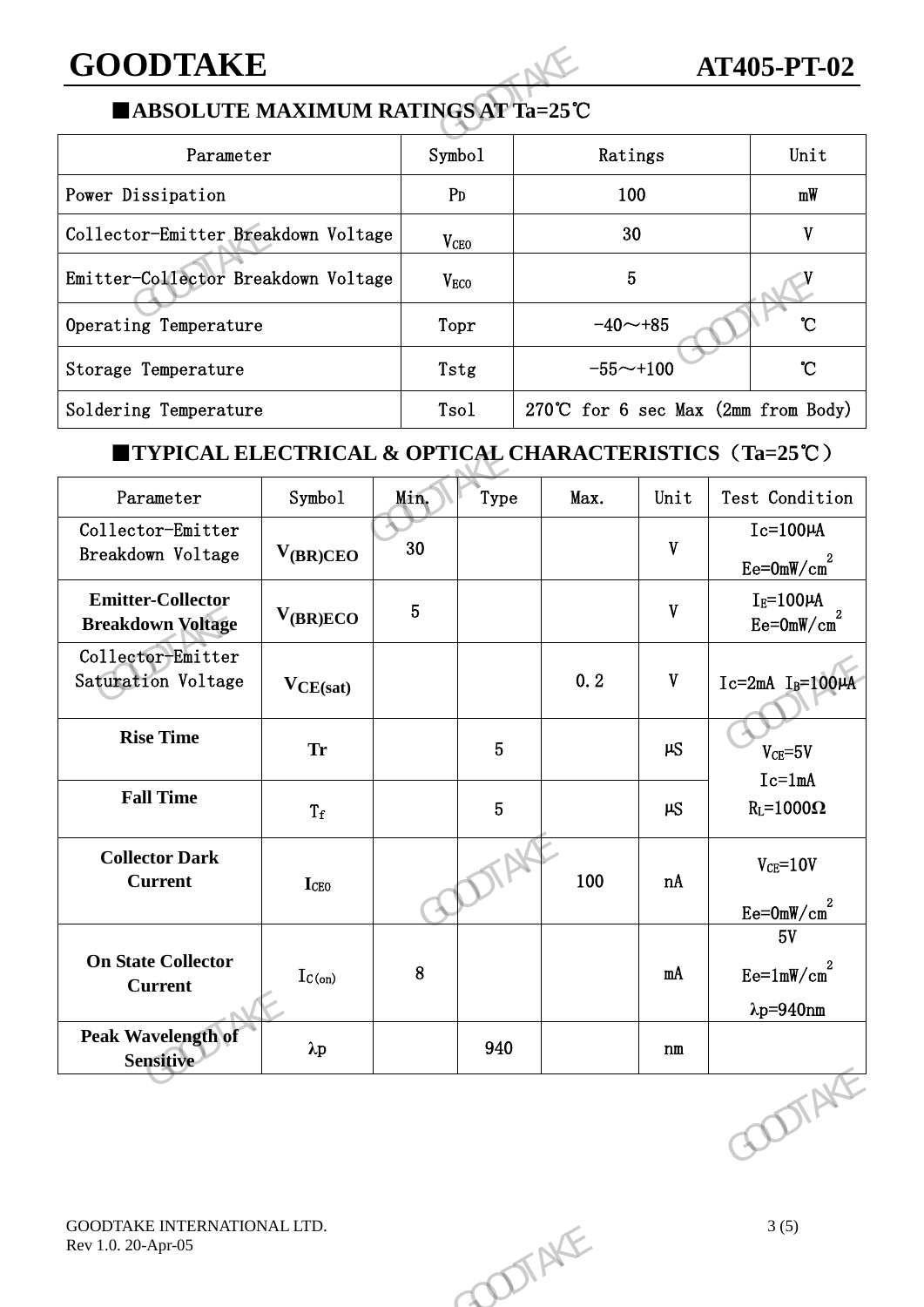## ■ABSOLUTE MAXIMUM RATINGS AT Ta=25℃

| Parameter | Symbol | Ratings | Unit |
|---|---|---|---|
| Power Dissipation | $P_D$ | 100 | mW |
| Collector-Emitter Breakdown Voltage | $V_{CEO}$ | 30 | V |
| Emitter-Collector Breakdown Voltage | $V_{ECO}$ | 5 | V |
| Operating Temperature | Topr | -40～+85 | ℃ |
| Storage Temperature | Tstg | -55～+100 | ℃ |
| Soldering Temperature | Tsol | 270℃ for 6 sec Max (2mm from Body) | |

## ■TYPICAL ELECTRICAL & OPTICAL CHARACTERISTICS（Ta=25℃）

| Parameter | Symbol | Min. | Type | Max. | Unit | Test Condition |
|---|---|---|---|---|---|---|
| Collector-Emitter Breakdown Voltage | $V_{(BR)CEO}$ | 30 | | | V | Ic=100μA Ee=0mW/$cm^2$ |
| **Emitter-Collector Breakdown Voltage** | $V_{(BR)ECO}$ | 5 | | | V | $I_E$=100μA Ee=0mW/$cm^2$ |
| Collector-Emitter Saturation Voltage | $V_{CE(sat)}$ | | | 0.2 | V | Ic=2mA $I_B$=100μA |
| **Rise Time** | Tr | | 5 | | μS | $V_{CE}$=5V Ic=1mA $R_L$=1000Ω |
| **Fall Time** | $T_f$ | | 5 | | μS | $V_{CE}$=5V Ic=1mA $R_L$=1000Ω |
| **Collector Dark Current** | $I_{CEO}$ | | | 100 | nA | $V_{CE}$=10V Ee=0mW/$cm^2$ |
| **On State Collector Current** | $I_{C(on)}$ | 8 | | | mA | 5V Ee=1mW/$cm^2$ λp=940nm |
| **Peak Wavelength of Sensitive** | λp | | 940 | | nm | |

GOODTAKE INTERNATIONAL LTD.
Rev 1.0. 20-Apr-05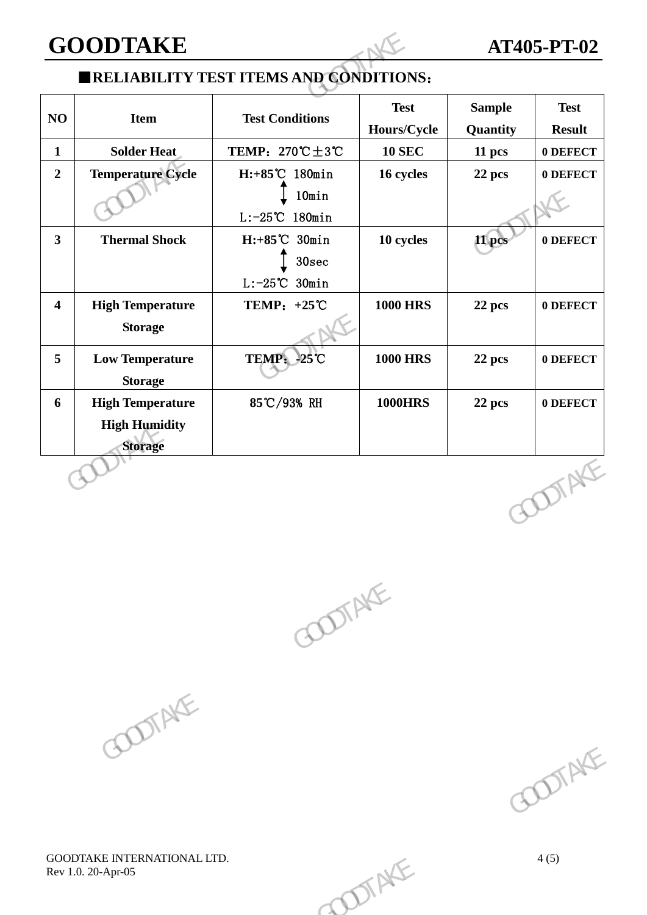## ■RELIABILITY TEST ITEMS AND CONDITIONS：

| NO | Item | Test Conditions | Test Hours/Cycle | Sample Quantity | Test Result |
|---|---|---|---|---|---|
| 1 | Solder Heat | TEMP：270℃±3℃ | 10 SEC | 11 pcs | 0 DEFECT |
| 2 | Temperature Cycle | H:+85℃ 180min ↕ 10min L:-25℃ 180min | 16 cycles | 22 pcs | 0 DEFECT |
| 3 | Thermal Shock | H:+85℃ 30min ↕ 30sec L:-25℃ 30min | 10 cycles | 11 pcs | 0 DEFECT |
| 4 | High Temperature Storage | TEMP：+25℃ | 1000 HRS | 22 pcs | 0 DEFECT |
| 5 | Low Temperature Storage | TEMP：-25℃ | 1000 HRS | 22 pcs | 0 DEFECT |
| 6 | High Temperature High Humidity Storage | 85℃/93% RH | 1000HRS | 22 pcs | 0 DEFECT |

GOODTAKE INTERNATIONAL LTD.
Rev 1.0. 20-Apr-05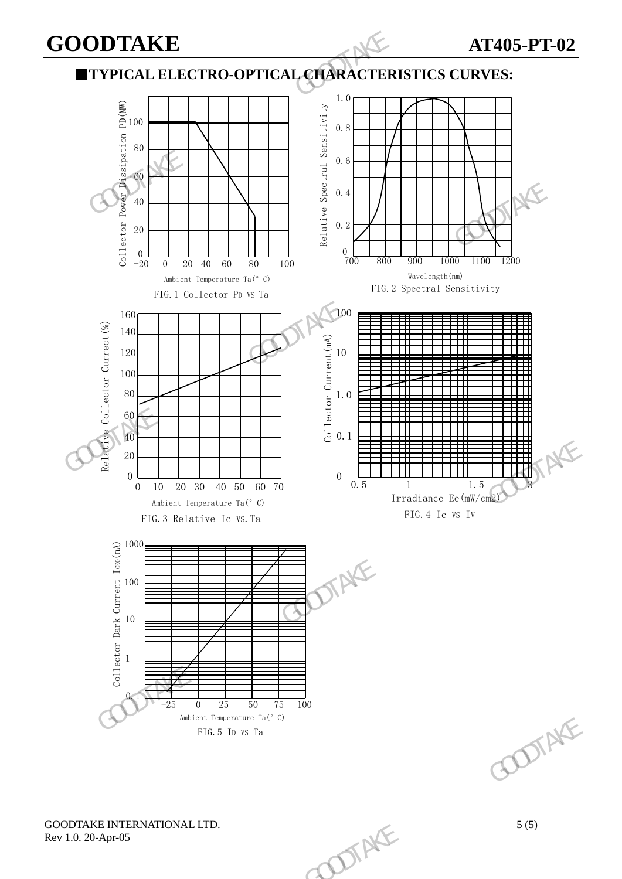## TYPICAL ELECTRO-OPTICAL CHARACTERISTICS CURVES:

Collector Power Dissipation PD(MW)
100
80
60
40
20
0
-20 0 20 40 60 80 100
Ambient Temperature Ta(° C)

FIG.1 Collector PD VS Ta

Relative Spectral Sensitivity
1.0
0.8
0.6
0.4
0.2
0
700 800 900 1000 1100 1200
Wavelength(nm)

FIG.2 Spectral Sensitivity

Relative Collector Currect(%)
160
140
120
100
80
60
40
20
0
0 10 20 30 40 50 60 70
Ambient Temperature Ta(° C)

FIG.3 Relative Ic VS.Ta

Collector Current(mA)
100
10
1.0
0.1
0
0.5 1 1.5 3
Irradiance Ee(mW/cm2)

FIG.4 Ic VS IV

Collector Dark Current ICEO(nA)
1000
100
10
1
0.1
-25 0 25 50 75 100
Ambient Temperature Ta(° C)

FIG.5 ID VS Ta

GOODTAKE INTERNATIONAL LTD.
Rev 1.0. 20-Apr-05